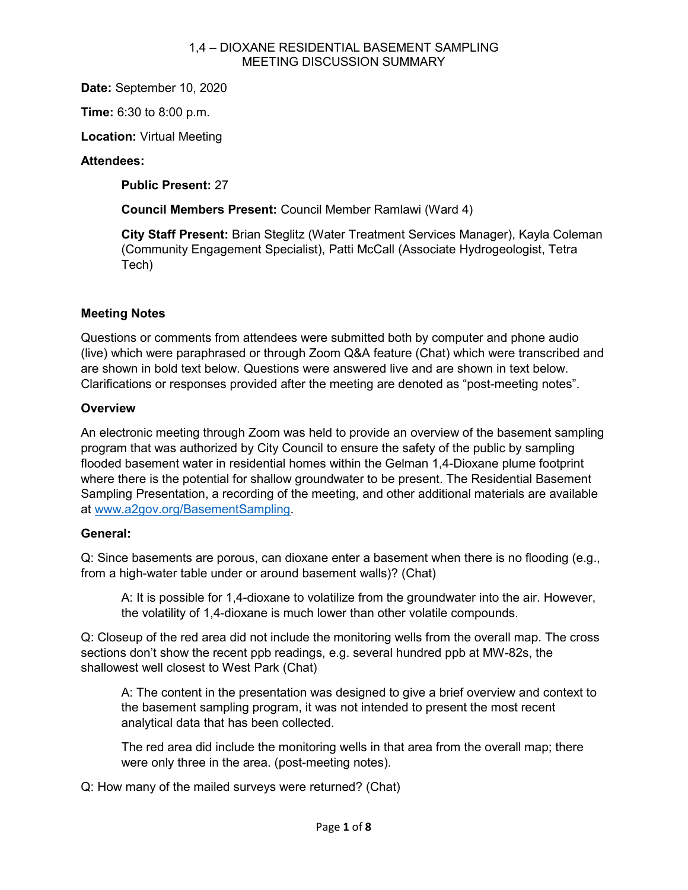# 1,4 – DIOXANE RESIDENTIAL BASEMENT SAMPLING
# MEETING DISCUSSION SUMMARY

**Date:** September 10, 2020

**Time:** 6:30 to 8:00 p.m.

**Location:** Virtual Meeting

**Attendees:**

**Public Present:** 27

**Council Members Present:** Council Member Ramlawi (Ward 4)

**City Staff Present:** Brian Steglitz (Water Treatment Services Manager), Kayla Coleman (Community Engagement Specialist), Patti McCall (Associate Hydrogeologist, Tetra Tech)

### Meeting Notes

Questions or comments from attendees were submitted both by computer and phone audio (live) which were paraphrased or through Zoom Q&A feature (Chat) which were transcribed and are shown in bold text below. Questions were answered live and are shown in text below. Clarifications or responses provided after the meeting are denoted as "post-meeting notes".

### Overview

An electronic meeting through Zoom was held to provide an overview of the basement sampling program that was authorized by City Council to ensure the safety of the public by sampling flooded basement water in residential homes within the Gelman 1,4-Dioxane plume footprint where there is the potential for shallow groundwater to be present. The Residential Basement Sampling Presentation, a recording of the meeting, and other additional materials are available at www.a2gov.org/BasementSampling.

### General:

Q: Since basements are porous, can dioxane enter a basement when there is no flooding (e.g., from a high-water table under or around basement walls)? (Chat)

> A: It is possible for 1,4-dioxane to volatilize from the groundwater into the air. However, the volatility of 1,4-dioxane is much lower than other volatile compounds.

Q: Closeup of the red area did not include the monitoring wells from the overall map. The cross sections don't show the recent ppb readings, e.g. several hundred ppb at MW-82s, the shallowest well closest to West Park (Chat)

> A: The content in the presentation was designed to give a brief overview and context to the basement sampling program, it was not intended to present the most recent analytical data that has been collected.
>
> The red area did include the monitoring wells in that area from the overall map; there were only three in the area. (post-meeting notes).

Q: How many of the mailed surveys were returned? (Chat)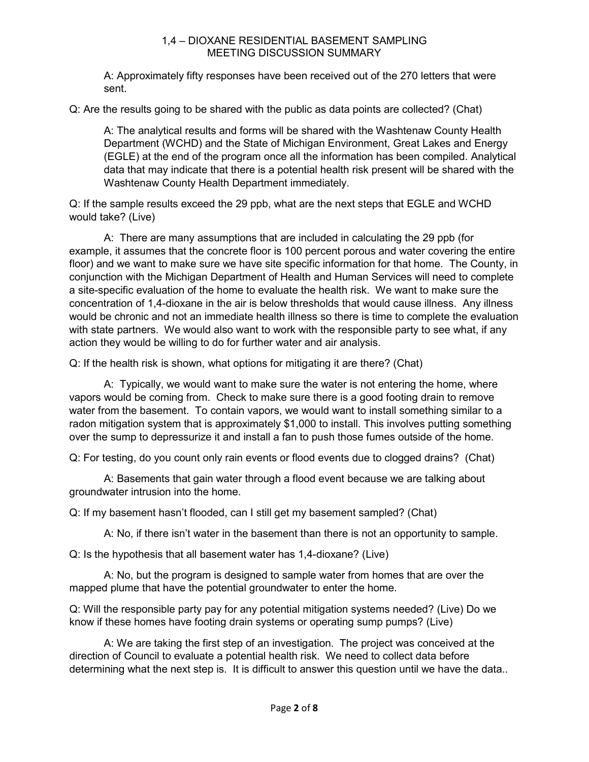A: Approximately fifty responses have been received out of the 270 letters that were sent.

Q: Are the results going to be shared with the public as data points are collected? (Chat)

A: The analytical results and forms will be shared with the Washtenaw County Health Department (WCHD) and the State of Michigan Environment, Great Lakes and Energy (EGLE) at the end of the program once all the information has been compiled. Analytical data that may indicate that there is a potential health risk present will be shared with the Washtenaw County Health Department immediately.

Q: If the sample results exceed the 29 ppb, what are the next steps that EGLE and WCHD would take? (Live)

A: There are many assumptions that are included in calculating the 29 ppb (for example, it assumes that the concrete floor is 100 percent porous and water covering the entire floor) and we want to make sure we have site specific information for that home. The County, in conjunction with the Michigan Department of Health and Human Services will need to complete a site-specific evaluation of the home to evaluate the health risk. We want to make sure the concentration of 1,4-dioxane in the air is below thresholds that would cause illness. Any illness would be chronic and not an immediate health illness so there is time to complete the evaluation with state partners. We would also want to work with the responsible party to see what, if any action they would be willing to do for further water and air analysis.

Q: If the health risk is shown, what options for mitigating it are there? (Chat)

A: Typically, we would want to make sure the water is not entering the home, where vapors would be coming from. Check to make sure there is a good footing drain to remove water from the basement. To contain vapors, we would want to install something similar to a radon mitigation system that is approximately $1,000 to install. This involves putting something over the sump to depressurize it and install a fan to push those fumes outside of the home.

Q: For testing, do you count only rain events or flood events due to clogged drains? (Chat)

A: Basements that gain water through a flood event because we are talking about groundwater intrusion into the home.

Q: If my basement hasn't flooded, can I still get my basement sampled? (Chat)

A: No, if there isn't water in the basement than there is not an opportunity to sample.

Q: Is the hypothesis that all basement water has 1,4-dioxane? (Live)

A: No, but the program is designed to sample water from homes that are over the mapped plume that have the potential groundwater to enter the home.

Q: Will the responsible party pay for any potential mitigation systems needed? (Live) Do we know if these homes have footing drain systems or operating sump pumps? (Live)

A: We are taking the first step of an investigation. The project was conceived at the direction of Council to evaluate a potential health risk. We need to collect data before determining what the next step is. It is difficult to answer this question until we have the data..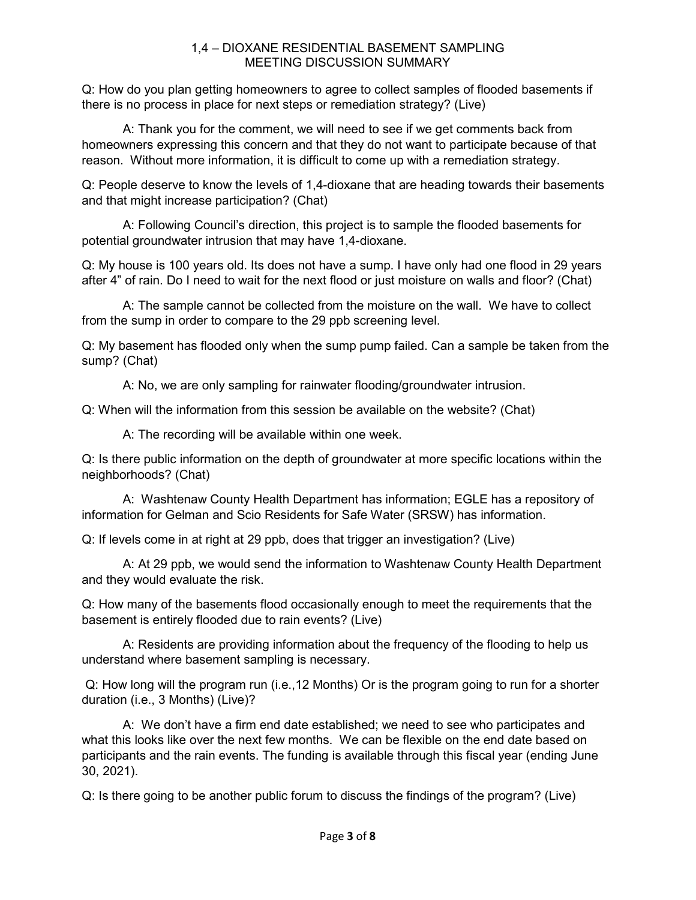1,4 – DIOXANE RESIDENTIAL BASEMENT SAMPLING
MEETING DISCUSSION SUMMARY

Q: How do you plan getting homeowners to agree to collect samples of flooded basements if there is no process in place for next steps or remediation strategy? (Live)

A: Thank you for the comment, we will need to see if we get comments back from homeowners expressing this concern and that they do not want to participate because of that reason. Without more information, it is difficult to come up with a remediation strategy.

Q: People deserve to know the levels of 1,4-dioxane that are heading towards their basements and that might increase participation? (Chat)

A: Following Council's direction, this project is to sample the flooded basements for potential groundwater intrusion that may have 1,4-dioxane.

Q: My house is 100 years old. Its does not have a sump. I have only had one flood in 29 years after 4" of rain. Do I need to wait for the next flood or just moisture on walls and floor? (Chat)

A: The sample cannot be collected from the moisture on the wall. We have to collect from the sump in order to compare to the 29 ppb screening level.

Q: My basement has flooded only when the sump pump failed. Can a sample be taken from the sump? (Chat)

A: No, we are only sampling for rainwater flooding/groundwater intrusion.

Q: When will the information from this session be available on the website? (Chat)

A: The recording will be available within one week.

Q: Is there public information on the depth of groundwater at more specific locations within the neighborhoods? (Chat)

A: Washtenaw County Health Department has information; EGLE has a repository of information for Gelman and Scio Residents for Safe Water (SRSW) has information.

Q: If levels come in at right at 29 ppb, does that trigger an investigation? (Live)

A: At 29 ppb, we would send the information to Washtenaw County Health Department and they would evaluate the risk.

Q: How many of the basements flood occasionally enough to meet the requirements that the basement is entirely flooded due to rain events? (Live)

A: Residents are providing information about the frequency of the flooding to help us understand where basement sampling is necessary.

Q: How long will the program run (i.e.,12 Months) Or is the program going to run for a shorter duration (i.e., 3 Months) (Live)?

A: We don't have a firm end date established; we need to see who participates and what this looks like over the next few months. We can be flexible on the end date based on participants and the rain events. The funding is available through this fiscal year (ending June 30, 2021).

Q: Is there going to be another public forum to discuss the findings of the program? (Live)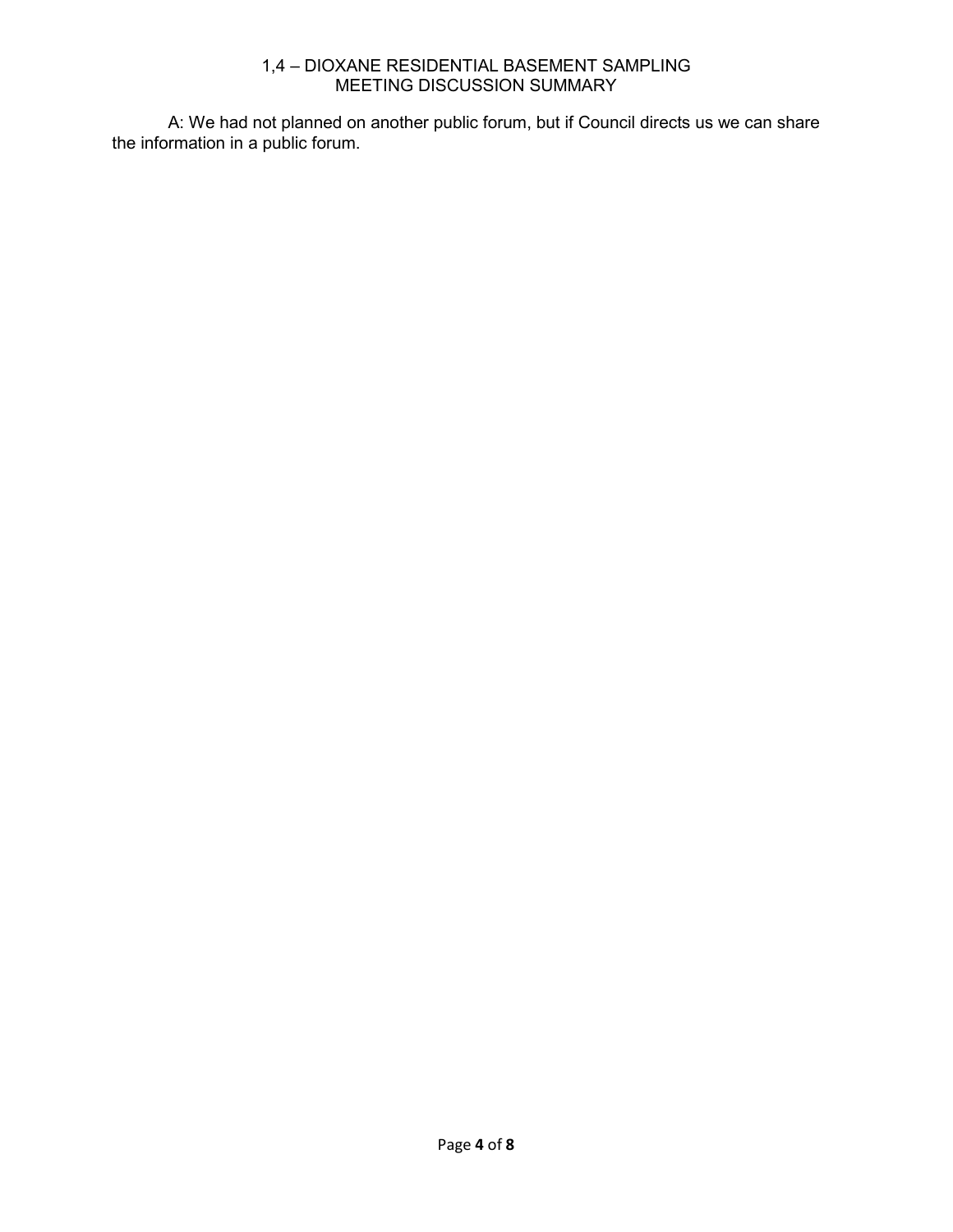A: We had not planned on another public forum, but if Council directs us we can share the information in a public forum.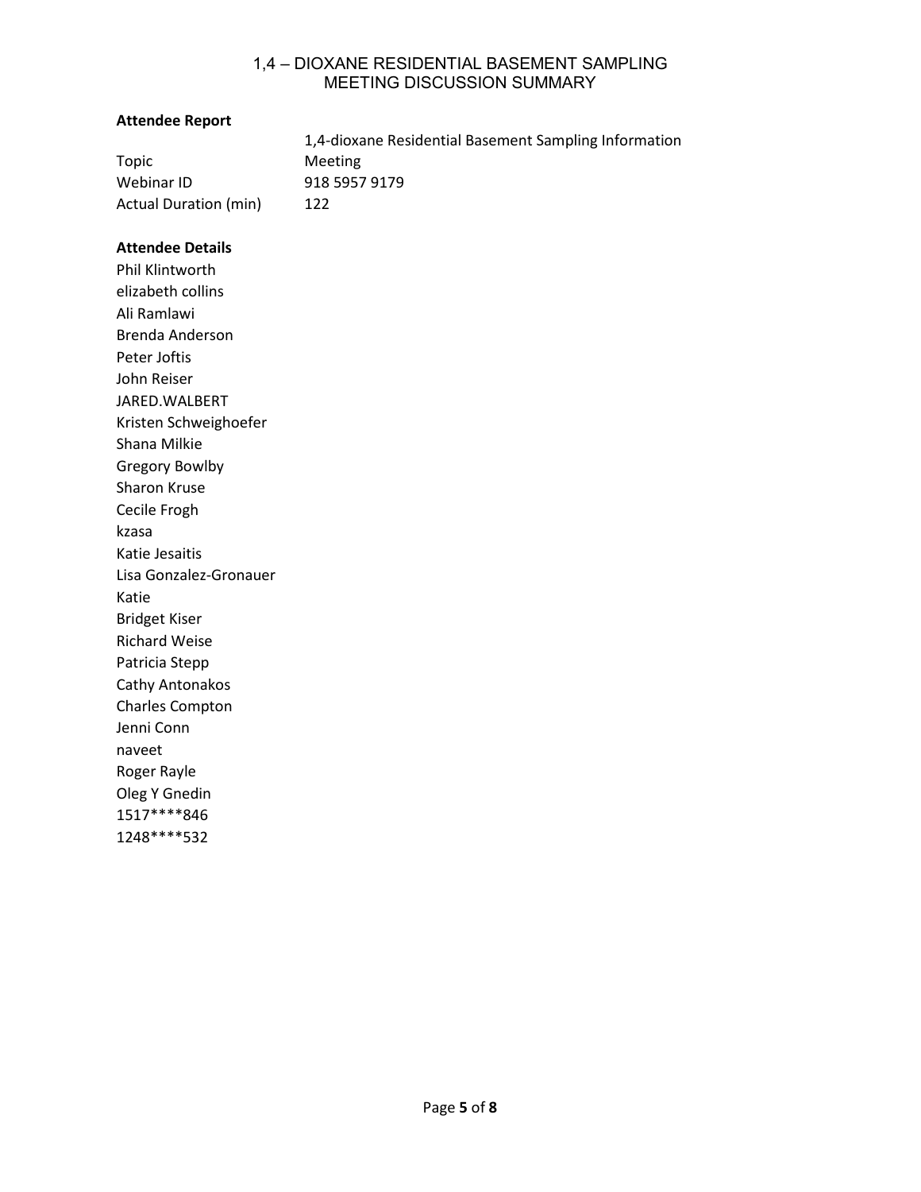**Attendee Report**

| | |
|---|---|
| Topic | 1,4-dioxane Residential Basement Sampling Information Meeting |
| Webinar ID | 918 5957 9179 |
| Actual Duration (min) | 122 |

**Attendee Details**

Phil Klintworth
elizabeth collins
Ali Ramlawi
Brenda Anderson
Peter Joftis
John Reiser
JARED.WALBERT
Kristen Schweighoefer
Shana Milkie
Gregory Bowlby
Sharon Kruse
Cecile Frogh
kzasa
Katie Jesaitis
Lisa Gonzalez-Gronauer
Katie
Bridget Kiser
Richard Weise
Patricia Stepp
Cathy Antonakos
Charles Compton
Jenni Conn
naveet
Roger Rayle
Oleg Y Gnedin
1517****846
1248****532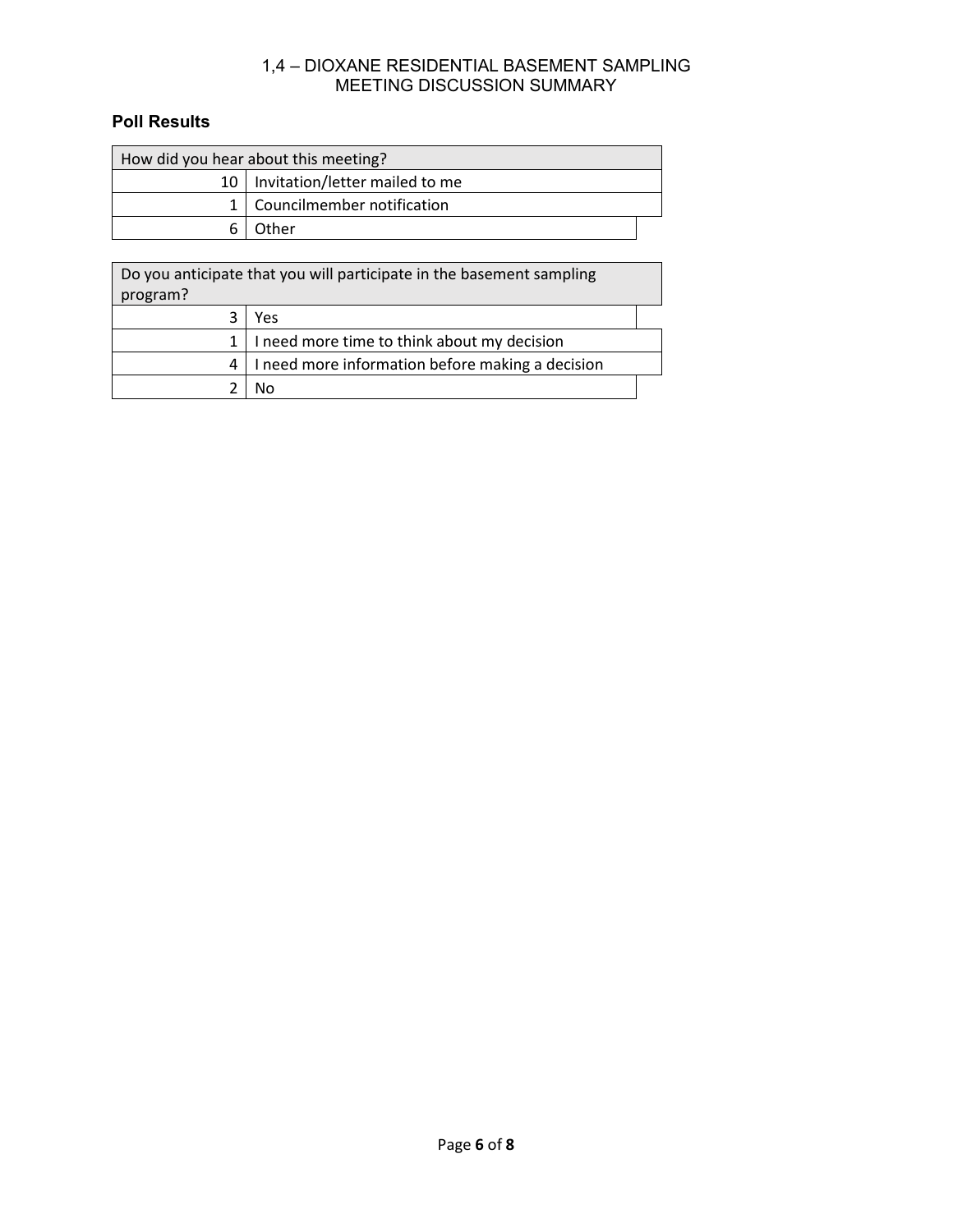## Poll Results

| How did you hear about this meeting? | |
|---|---|
| 10 | Invitation/letter mailed to me |
| 1 | Councilmember notification |
| 6 | Other |

| Do you anticipate that you will participate in the basement sampling program? | |
|---|---|
| 3 | Yes |
| 1 | I need more time to think about my decision |
| 4 | I need more information before making a decision |
| 2 | No |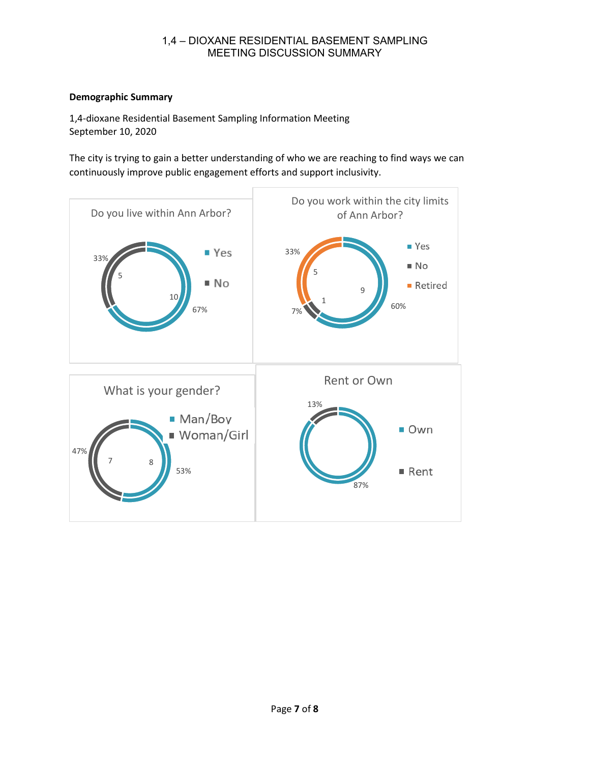**Demographic Summary**

1,4-dioxane Residential Basement Sampling Information Meeting
September 10, 2020

The city is trying to gain a better understanding of who we are reaching to find ways we can continuously improve public engagement efforts and support inclusivity.

**Do you live within Ann Arbor?**

| Response | Count | Percent |
|---|---|---|
| Yes | 10 | 67% |
| No | 5 | 33% |

**Do you work within the city limits of Ann Arbor?**

| Response | Count | Percent |
|---|---|---|
| Yes | 9 | 60% |
| No | 1 | 7% |
| Retired | 5 | 33% |

**What is your gender?**

| Response | Count | Percent |
|---|---|---|
| Man/Boy | 8 | 53% |
| Woman/Girl | 7 | 47% |

**Rent or Own**

| Response | Percent |
|---|---|
| Own | 87% |
| Rent | 13% |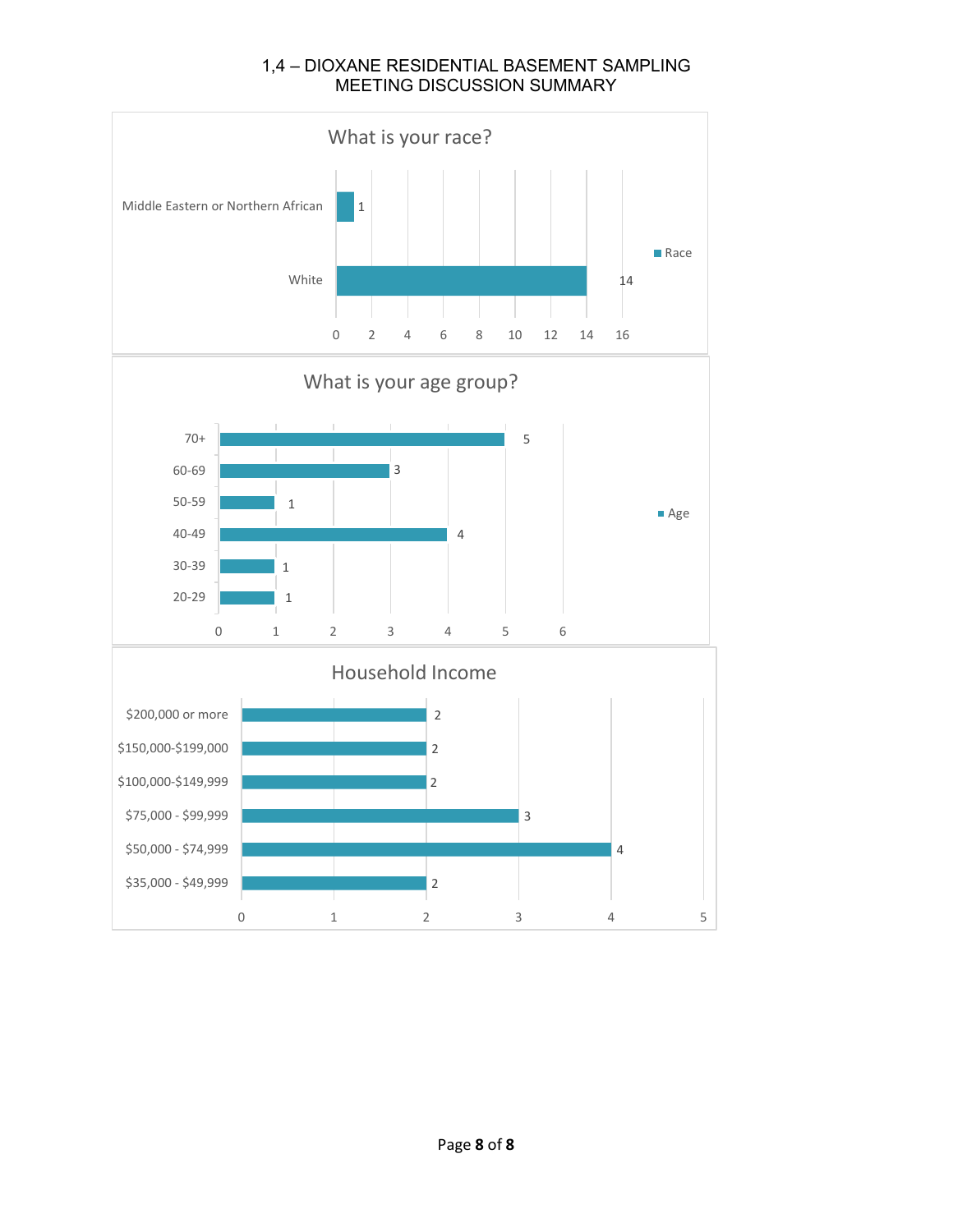What is your race?

Middle Eastern or Northern African
1

White
14

0
2
4
6
8
10
12
14
16

Race

What is your age group?

70+
5

60-69
3

50-59
1

40-49
4

30-39
1

20-29
1

0
1
2
3
4
5
6

Age

Household Income

$200,000 or more
2

$150,000-$199,000
2

$100,000-$149,999
2

$75,000 - $99,999
3

$50,000 - $74,999
4

$35,000 - $49,999
2

0
1
2
3
4
5